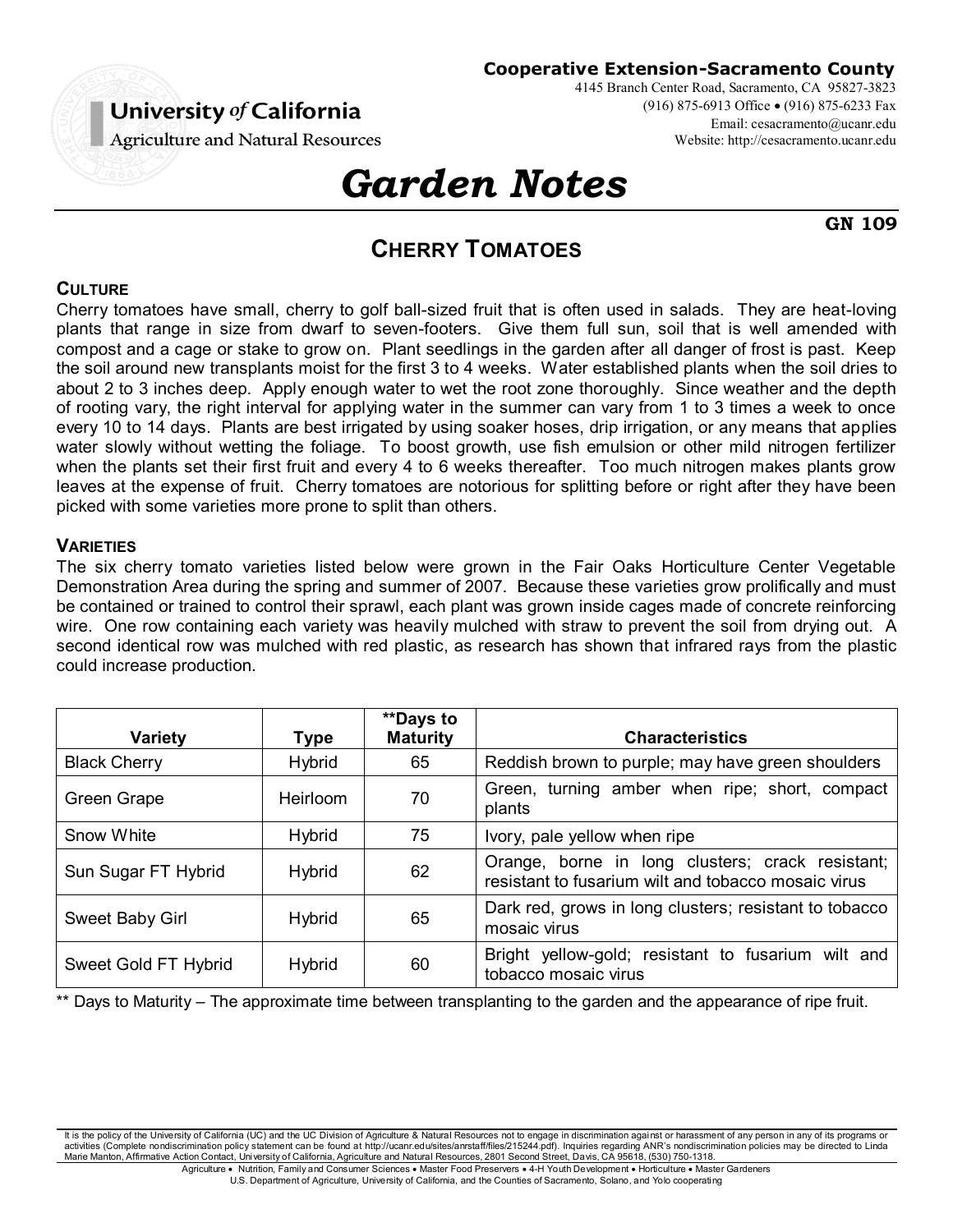**Cooperative Extension-Sacramento County**
4145 Branch Center Road, Sacramento, CA 95827-3823
(916) 875-6913 Office • (916) 875-6233 Fax
Email: cesacramento@ucanr.edu
Website: http://cesacramento.ucanr.edu

**University of California**
Agriculture and Natural Resources

# *Garden Notes*

**GN 109**

## CHERRY TOMATOES

### CULTURE

Cherry tomatoes have small, cherry to golf ball-sized fruit that is often used in salads. They are heat-loving plants that range in size from dwarf to seven-footers. Give them full sun, soil that is well amended with compost and a cage or stake to grow on. Plant seedlings in the garden after all danger of frost is past. Keep the soil around new transplants moist for the first 3 to 4 weeks. Water established plants when the soil dries to about 2 to 3 inches deep. Apply enough water to wet the root zone thoroughly. Since weather and the depth of rooting vary, the right interval for applying water in the summer can vary from 1 to 3 times a week to once every 10 to 14 days. Plants are best irrigated by using soaker hoses, drip irrigation, or any means that applies water slowly without wetting the foliage. To boost growth, use fish emulsion or other mild nitrogen fertilizer when the plants set their first fruit and every 4 to 6 weeks thereafter. Too much nitrogen makes plants grow leaves at the expense of fruit. Cherry tomatoes are notorious for splitting before or right after they have been picked with some varieties more prone to split than others.

### VARIETIES

The six cherry tomato varieties listed below were grown in the Fair Oaks Horticulture Center Vegetable Demonstration Area during the spring and summer of 2007. Because these varieties grow prolifically and must be contained or trained to control their sprawl, each plant was grown inside cages made of concrete reinforcing wire. One row containing each variety was heavily mulched with straw to prevent the soil from drying out. A second identical row was mulched with red plastic, as research has shown that infrared rays from the plastic could increase production.

| Variety | Type | **Days to Maturity | Characteristics |
|---|---|---|---|
| Black Cherry | Hybrid | 65 | Reddish brown to purple; may have green shoulders |
| Green Grape | Heirloom | 70 | Green, turning amber when ripe; short, compact plants |
| Snow White | Hybrid | 75 | Ivory, pale yellow when ripe |
| Sun Sugar FT Hybrid | Hybrid | 62 | Orange, borne in long clusters; crack resistant; resistant to fusarium wilt and tobacco mosaic virus |
| Sweet Baby Girl | Hybrid | 65 | Dark red, grows in long clusters; resistant to tobacco mosaic virus |
| Sweet Gold FT Hybrid | Hybrid | 60 | Bright yellow-gold; resistant to fusarium wilt and tobacco mosaic virus |

** Days to Maturity – The approximate time between transplanting to the garden and the appearance of ripe fruit.

It is the policy of the University of California (UC) and the UC Division of Agriculture & Natural Resources not to engage in discrimination against or harassment of any person in any of its programs or activities (Complete nondiscrimination policy statement can be found at http://ucanr.edu/sites/anrstaff/files/215244.pdf). Inquiries regarding ANR's nondiscrimination policies may be directed to Linda Marie Manton, Affirmative Action Contact, University of California, Agriculture and Natural Resources, 2801 Second Street, Davis, CA 95618, (530) 750-1318.

Agriculture • Nutrition, Family and Consumer Sciences • Master Food Preservers • 4-H Youth Development • Horticulture • Master Gardeners
U.S. Department of Agriculture, University of California, and the Counties of Sacramento, Solano, and Yolo cooperating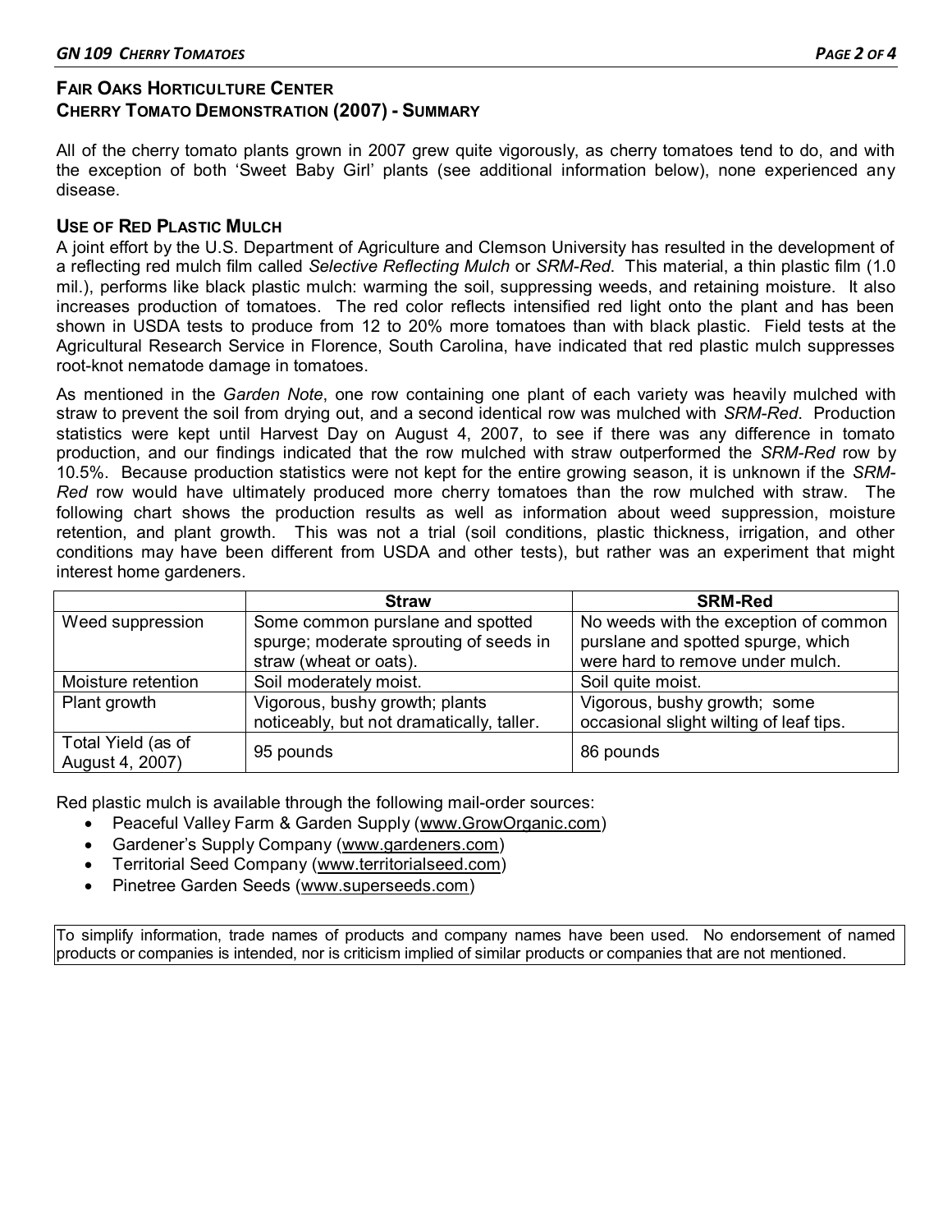## FAIR OAKS HORTICULTURE CENTER
## CHERRY TOMATO DEMONSTRATION (2007) - SUMMARY

All of the cherry tomato plants grown in 2007 grew quite vigorously, as cherry tomatoes tend to do, and with the exception of both 'Sweet Baby Girl' plants (see additional information below), none experienced any disease.

### USE OF RED PLASTIC MULCH

A joint effort by the U.S. Department of Agriculture and Clemson University has resulted in the development of a reflecting red mulch film called *Selective Reflecting Mulch* or *SRM-Red*. This material, a thin plastic film (1.0 mil.), performs like black plastic mulch: warming the soil, suppressing weeds, and retaining moisture. It also increases production of tomatoes. The red color reflects intensified red light onto the plant and has been shown in USDA tests to produce from 12 to 20% more tomatoes than with black plastic. Field tests at the Agricultural Research Service in Florence, South Carolina, have indicated that red plastic mulch suppresses root-knot nematode damage in tomatoes.

As mentioned in the *Garden Note*, one row containing one plant of each variety was heavily mulched with straw to prevent the soil from drying out, and a second identical row was mulched with *SRM-Red*. Production statistics were kept until Harvest Day on August 4, 2007, to see if there was any difference in tomato production, and our findings indicated that the row mulched with straw outperformed the *SRM-Red* row by 10.5%. Because production statistics were not kept for the entire growing season, it is unknown if the *SRM-Red* row would have ultimately produced more cherry tomatoes than the row mulched with straw. The following chart shows the production results as well as information about weed suppression, moisture retention, and plant growth. This was not a trial (soil conditions, plastic thickness, irrigation, and other conditions may have been different from USDA and other tests), but rather was an experiment that might interest home gardeners.

| | Straw | SRM-Red |
|---|---|---|
| Weed suppression | Some common purslane and spotted spurge; moderate sprouting of seeds in straw (wheat or oats). | No weeds with the exception of common purslane and spotted spurge, which were hard to remove under mulch. |
| Moisture retention | Soil moderately moist. | Soil quite moist. |
| Plant growth | Vigorous, bushy growth; plants noticeably, but not dramatically, taller. | Vigorous, bushy growth; some occasional slight wilting of leaf tips. |
| Total Yield (as of August 4, 2007) | 95 pounds | 86 pounds |

Red plastic mulch is available through the following mail-order sources:

- Peaceful Valley Farm & Garden Supply (www.GrowOrganic.com)
- Gardener's Supply Company (www.gardeners.com)
- Territorial Seed Company (www.territorialseed.com)
- Pinetree Garden Seeds (www.superseeds.com)

To simplify information, trade names of products and company names have been used. No endorsement of named products or companies is intended, nor is criticism implied of similar products or companies that are not mentioned.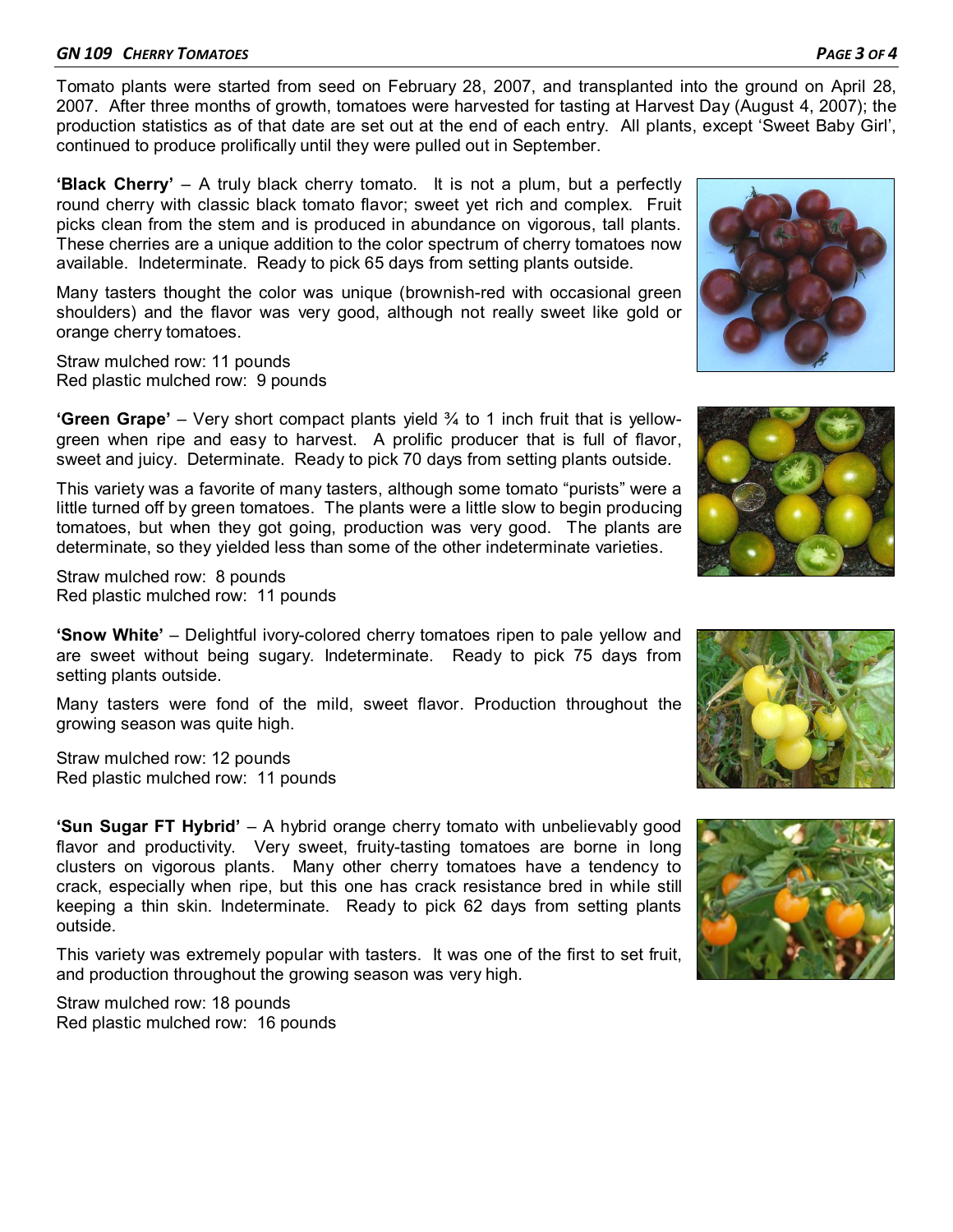Tomato plants were started from seed on February 28, 2007, and transplanted into the ground on April 28, 2007. After three months of growth, tomatoes were harvested for tasting at Harvest Day (August 4, 2007); the production statistics as of that date are set out at the end of each entry. All plants, except 'Sweet Baby Girl', continued to produce prolifically until they were pulled out in September.

**'Black Cherry'** – A truly black cherry tomato. It is not a plum, but a perfectly round cherry with classic black tomato flavor; sweet yet rich and complex. Fruit picks clean from the stem and is produced in abundance on vigorous, tall plants. These cherries are a unique addition to the color spectrum of cherry tomatoes now available. Indeterminate. Ready to pick 65 days from setting plants outside.

Many tasters thought the color was unique (brownish-red with occasional green shoulders) and the flavor was very good, although not really sweet like gold or orange cherry tomatoes.

Straw mulched row: 11 pounds
Red plastic mulched row: 9 pounds

**'Green Grape'** – Very short compact plants yield ¾ to 1 inch fruit that is yellow-green when ripe and easy to harvest. A prolific producer that is full of flavor, sweet and juicy. Determinate. Ready to pick 70 days from setting plants outside.

This variety was a favorite of many tasters, although some tomato "purists" were a little turned off by green tomatoes. The plants were a little slow to begin producing tomatoes, but when they got going, production was very good. The plants are determinate, so they yielded less than some of the other indeterminate varieties.

Straw mulched row: 8 pounds
Red plastic mulched row: 11 pounds

**'Snow White'** – Delightful ivory-colored cherry tomatoes ripen to pale yellow and are sweet without being sugary. Indeterminate. Ready to pick 75 days from setting plants outside.

Many tasters were fond of the mild, sweet flavor. Production throughout the growing season was quite high.

Straw mulched row: 12 pounds
Red plastic mulched row: 11 pounds

**'Sun Sugar FT Hybrid'** – A hybrid orange cherry tomato with unbelievably good flavor and productivity. Very sweet, fruity-tasting tomatoes are borne in long clusters on vigorous plants. Many other cherry tomatoes have a tendency to crack, especially when ripe, but this one has crack resistance bred in while still keeping a thin skin. Indeterminate. Ready to pick 62 days from setting plants outside.

This variety was extremely popular with tasters. It was one of the first to set fruit, and production throughout the growing season was very high.

Straw mulched row: 18 pounds
Red plastic mulched row: 16 pounds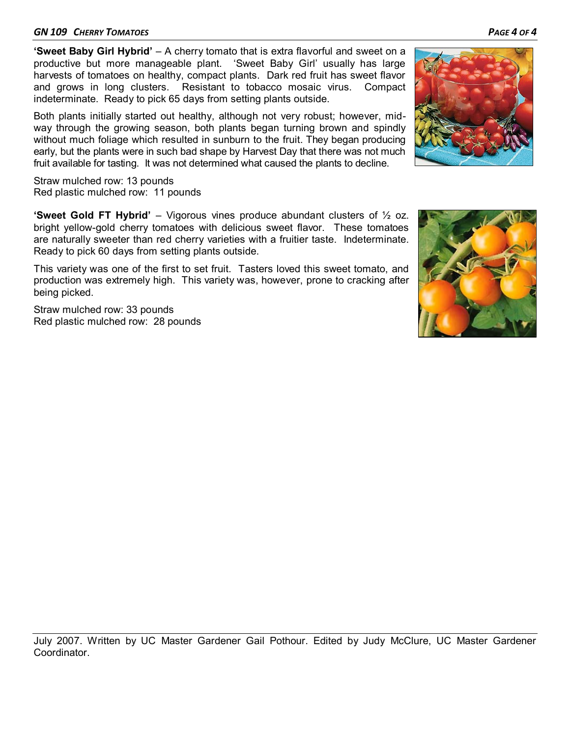**'Sweet Baby Girl Hybrid'** – A cherry tomato that is extra flavorful and sweet on a productive but more manageable plant. 'Sweet Baby Girl' usually has large harvests of tomatoes on healthy, compact plants. Dark red fruit has sweet flavor and grows in long clusters. Resistant to tobacco mosaic virus. Compact indeterminate. Ready to pick 65 days from setting plants outside.

Both plants initially started out healthy, although not very robust; however, mid-way through the growing season, both plants began turning brown and spindly without much foliage which resulted in sunburn to the fruit. They began producing early, but the plants were in such bad shape by Harvest Day that there was not much fruit available for tasting. It was not determined what caused the plants to decline.

Straw mulched row: 13 pounds
Red plastic mulched row: 11 pounds

**'Sweet Gold FT Hybrid'** – Vigorous vines produce abundant clusters of ½ oz. bright yellow-gold cherry tomatoes with delicious sweet flavor. These tomatoes are naturally sweeter than red cherry varieties with a fruitier taste. Indeterminate. Ready to pick 60 days from setting plants outside.

This variety was one of the first to set fruit. Tasters loved this sweet tomato, and production was extremely high. This variety was, however, prone to cracking after being picked.

Straw mulched row: 33 pounds
Red plastic mulched row: 28 pounds

July 2007. Written by UC Master Gardener Gail Pothour. Edited by Judy McClure, UC Master Gardener Coordinator.